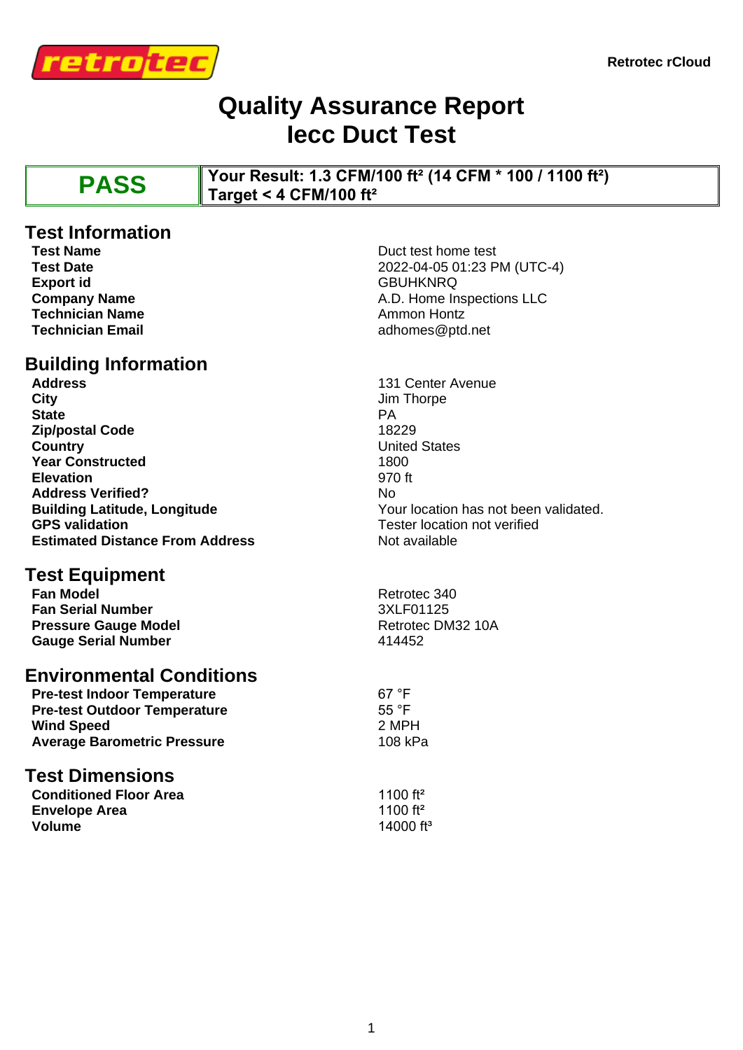Retrotec rCloud

# Quality Assurance Report
# Iecc Duct Test

| PASS | Your Result: 1.3 CFM/100 ft² (14 CFM * 100 / 1100 ft²)<br>Target < 4 CFM/100 ft² |
|---|---|

## Test Information

| | |
|---|---|
| **Test Name** | Duct test home test |
| **Test Date** | 2022-04-05 01:23 PM (UTC-4) |
| **Export id** | GBUHKNRQ |
| **Company Name** | A.D. Home Inspections LLC |
| **Technician Name** | Ammon Hontz |
| **Technician Email** | adhomes@ptd.net |

## Building Information

| | |
|---|---|
| **Address** | 131 Center Avenue |
| **City** | Jim Thorpe |
| **State** | PA |
| **Zip/postal Code** | 18229 |
| **Country** | United States |
| **Year Constructed** | 1800 |
| **Elevation** | 970 ft |
| **Address Verified?** | No |
| **Building Latitude, Longitude** | Your location has not been validated. |
| **GPS validation** | Tester location not verified |
| **Estimated Distance From Address** | Not available |

## Test Equipment

| | |
|---|---|
| **Fan Model** | Retrotec 340 |
| **Fan Serial Number** | 3XLF01125 |
| **Pressure Gauge Model** | Retrotec DM32 10A |
| **Gauge Serial Number** | 414452 |

## Environmental Conditions

| | |
|---|---|
| **Pre-test Indoor Temperature** | 67 °F |
| **Pre-test Outdoor Temperature** | 55 °F |
| **Wind Speed** | 2 MPH |
| **Average Barometric Pressure** | 108 kPa |

## Test Dimensions

| | |
|---|---|
| **Conditioned Floor Area** | 1100 ft² |
| **Envelope Area** | 1100 ft² |
| **Volume** | 14000 ft³ |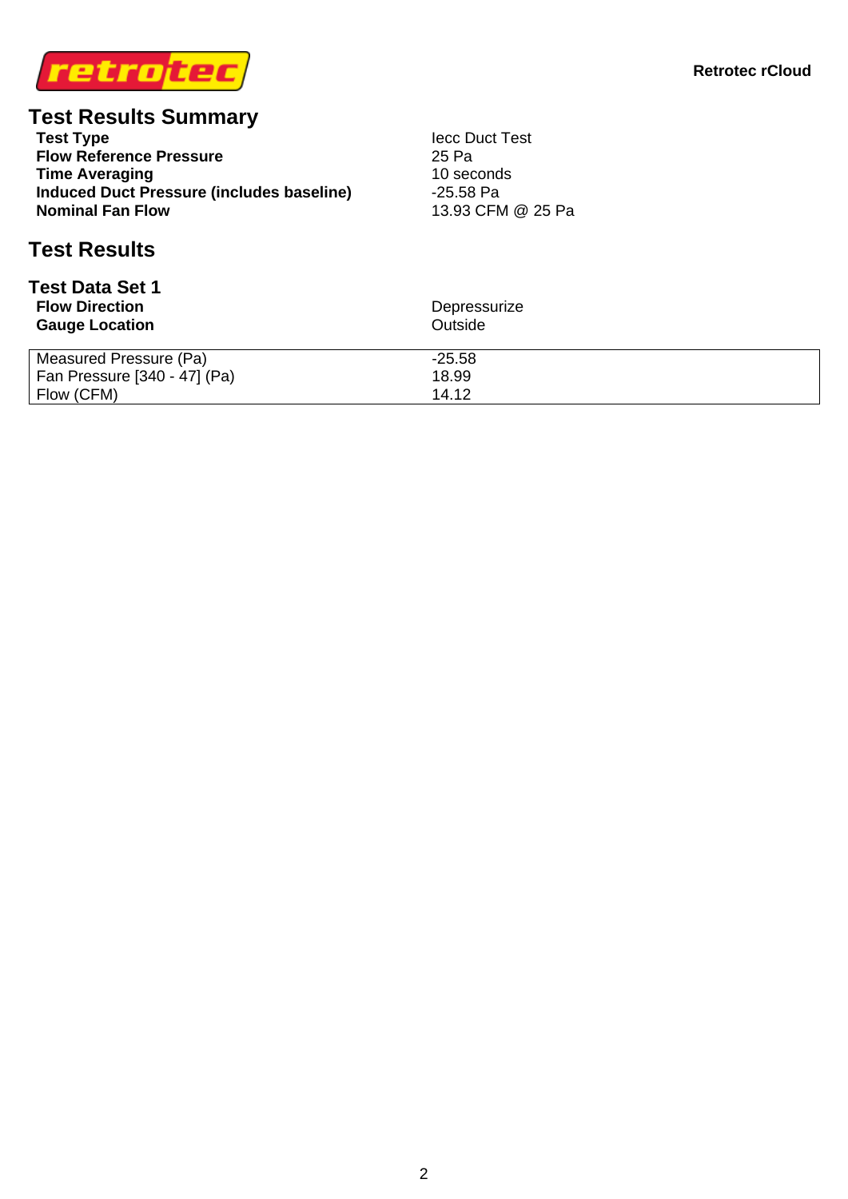## Test Results Summary

| | |
|---|---|
| **Test Type** | Iecc Duct Test |
| **Flow Reference Pressure** | 25 Pa |
| **Time Averaging** | 10 seconds |
| **Induced Duct Pressure (includes baseline)** | -25.58 Pa |
| **Nominal Fan Flow** | 13.93 CFM @ 25 Pa |

## Test Results

### Test Data Set 1

| | |
|---|---|
| **Flow Direction** | Depressurize |
| **Gauge Location** | Outside |

| | |
|---|---|
| Measured Pressure (Pa) | -25.58 |
| Fan Pressure [340 - 47] (Pa) | 18.99 |
| Flow (CFM) | 14.12 |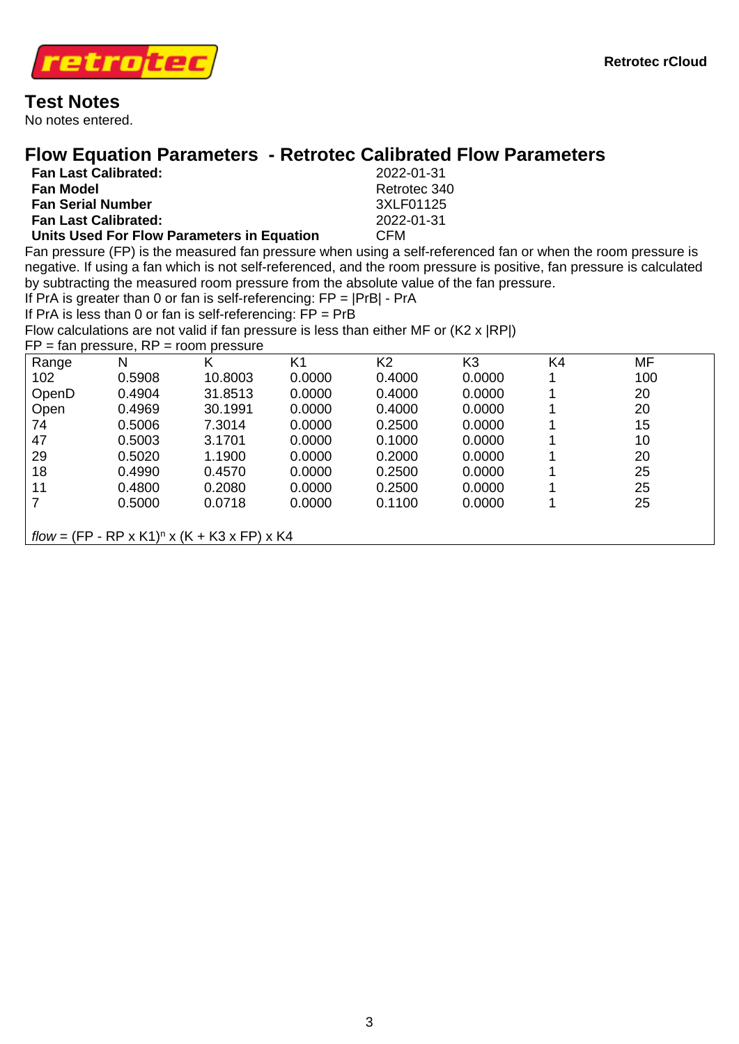## Test Notes

No notes entered.

## Flow Equation Parameters - Retrotec Calibrated Flow Parameters

| | |
|---|---|
| **Fan Last Calibrated:** | 2022-01-31 |
| **Fan Model** | Retrotec 340 |
| **Fan Serial Number** | 3XLF01125 |
| **Fan Last Calibrated:** | 2022-01-31 |
| **Units Used For Flow Parameters in Equation** | CFM |

Fan pressure (FP) is the measured fan pressure when using a self-referenced fan or when the room pressure is negative. If using a fan which is not self-referenced, and the room pressure is positive, fan pressure is calculated by subtracting the measured room pressure from the absolute value of the fan pressure.

If PrA is greater than 0 or fan is self-referencing: FP = |PrB| - PrA

If PrA is less than 0 or fan is self-referencing: FP = PrB

Flow calculations are not valid if fan pressure is less than either MF or (K2 x |RP|)

FP = fan pressure, RP = room pressure

| Range | N | K | K1 | K2 | K3 | K4 | MF |
|---|---|---|---|---|---|---|---|
| 102 | 0.5908 | 10.8003 | 0.0000 | 0.4000 | 0.0000 | 1 | 100 |
| OpenD | 0.4904 | 31.8513 | 0.0000 | 0.4000 | 0.0000 | 1 | 20 |
| Open | 0.4969 | 30.1991 | 0.0000 | 0.4000 | 0.0000 | 1 | 20 |
| 74 | 0.5006 | 7.3014 | 0.0000 | 0.2500 | 0.0000 | 1 | 15 |
| 47 | 0.5003 | 3.1701 | 0.0000 | 0.1000 | 0.0000 | 1 | 10 |
| 29 | 0.5020 | 1.1900 | 0.0000 | 0.2000 | 0.0000 | 1 | 20 |
| 18 | 0.4990 | 0.4570 | 0.0000 | 0.2500 | 0.0000 | 1 | 25 |
| 11 | 0.4800 | 0.2080 | 0.0000 | 0.2500 | 0.0000 | 1 | 25 |
| 7 | 0.5000 | 0.0718 | 0.0000 | 0.1100 | 0.0000 | 1 | 25 |

$flow = (FP - RP \times K1)^n \times (K + K3 \times FP) \times K4$